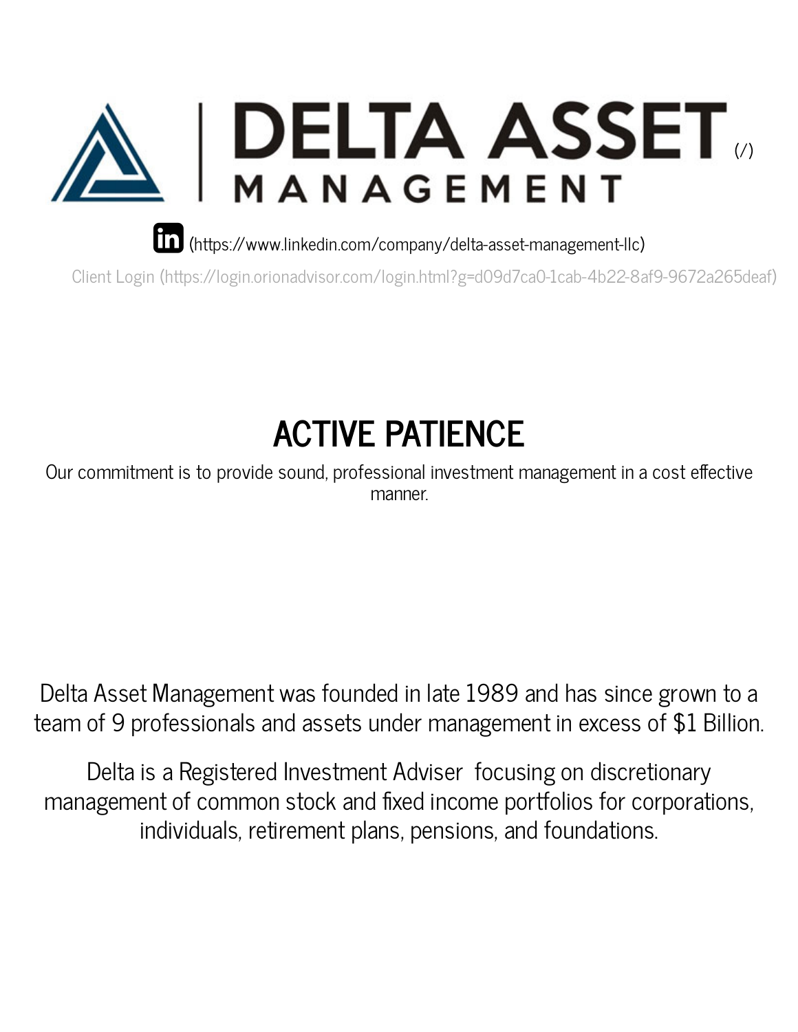# DELTA ASSET MANAGEMENT (/)

(https://www.linkedin.com/company/delta-asset-management-llc)

Client Login (https://login.orionadvisor.com/login.html?g=d09d7ca0-1cab-4b22-8af9-9672a265deaf)

## ACTIVE PATIENCE

Our commitment is to provide sound, professional investment management in a cost effective manner.

Delta Asset Management was founded in late 1989 and has since grown to a team of 9 professionals and assets under management in excess of $1 Billion.

Delta is a Registered Investment Adviser focusing on discretionary management of common stock and fixed income portfolios for corporations, individuals, retirement plans, pensions, and foundations.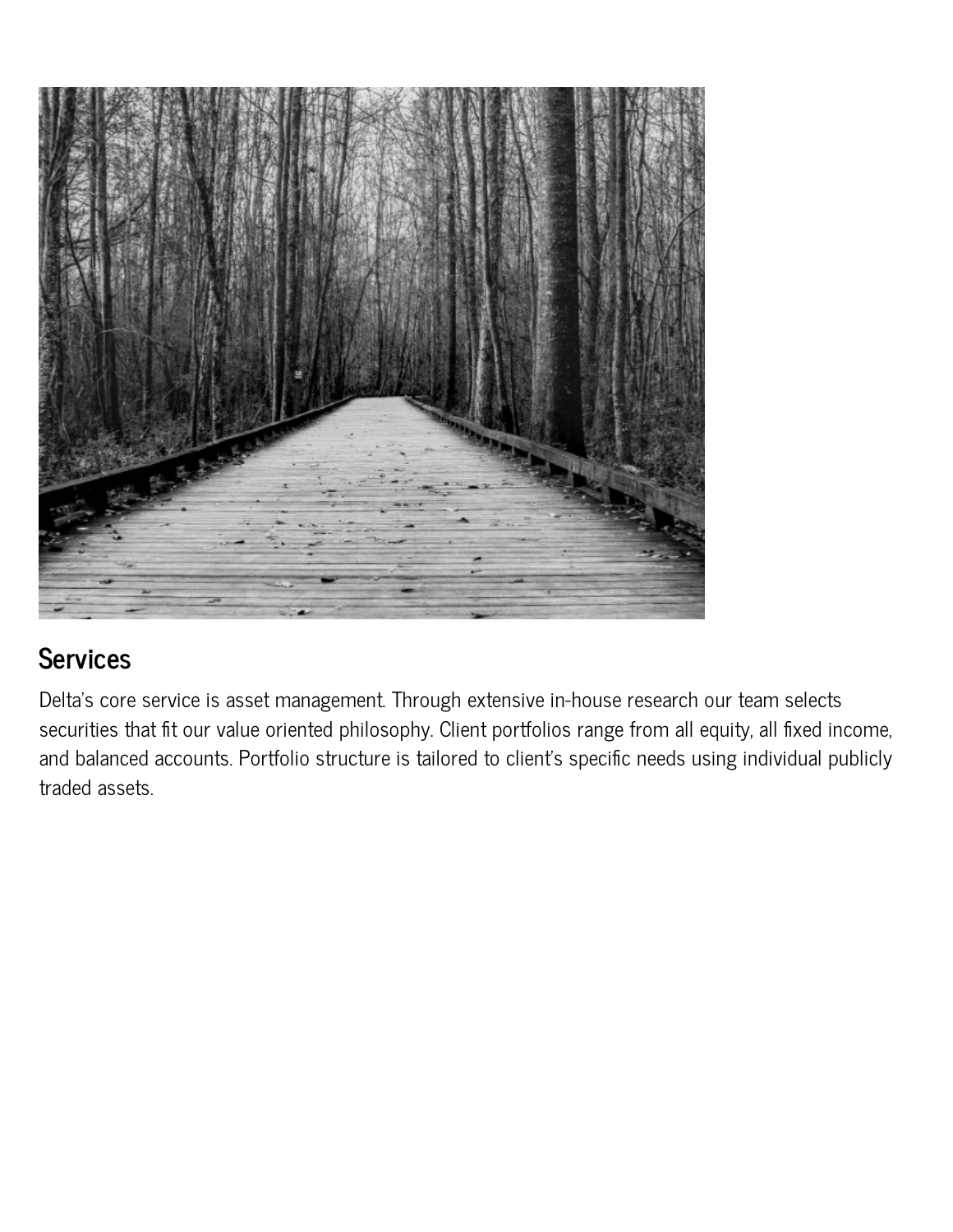## Services

Delta's core service is asset management. Through extensive in-house research our team selects securities that fit our value oriented philosophy. Client portfolios range from all equity, all fixed income, and balanced accounts. Portfolio structure is tailored to client's specific needs using individual publicly traded assets.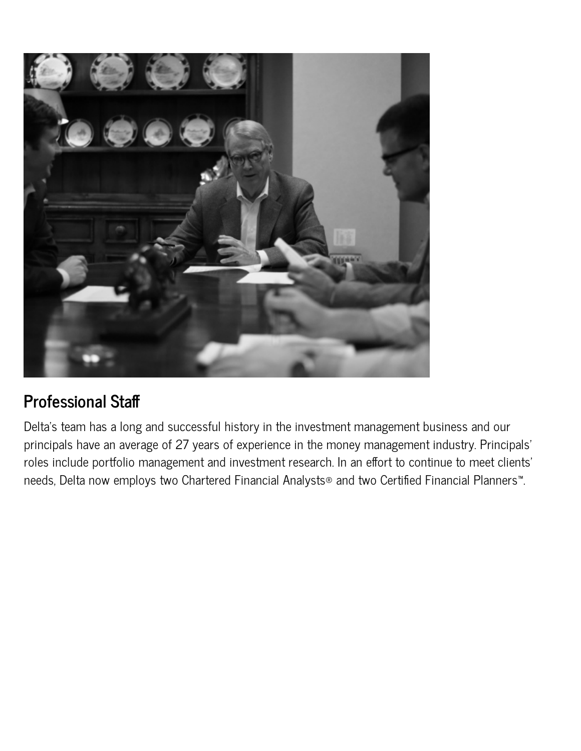## Professional Staff

Delta's team has a long and successful history in the investment management business and our principals have an average of 27 years of experience in the money management industry. Principals' roles include portfolio management and investment research. In an effort to continue to meet clients' needs, Delta now employs two Chartered Financial Analysts® and two Certified Financial Planners™.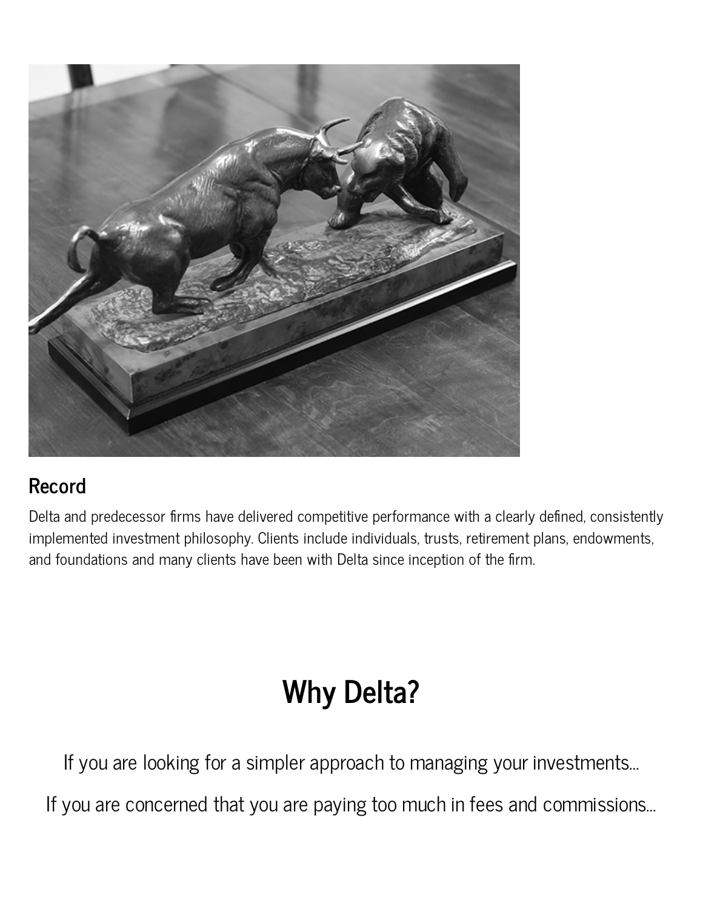## Record

Delta and predecessor firms have delivered competitive performance with a clearly defined, consistently implemented investment philosophy. Clients include individuals, trusts, retirement plans, endowments, and foundations and many clients have been with Delta since inception of the firm.

# Why Delta?

If you are looking for a simpler approach to managing your investments...

If you are concerned that you are paying too much in fees and commissions...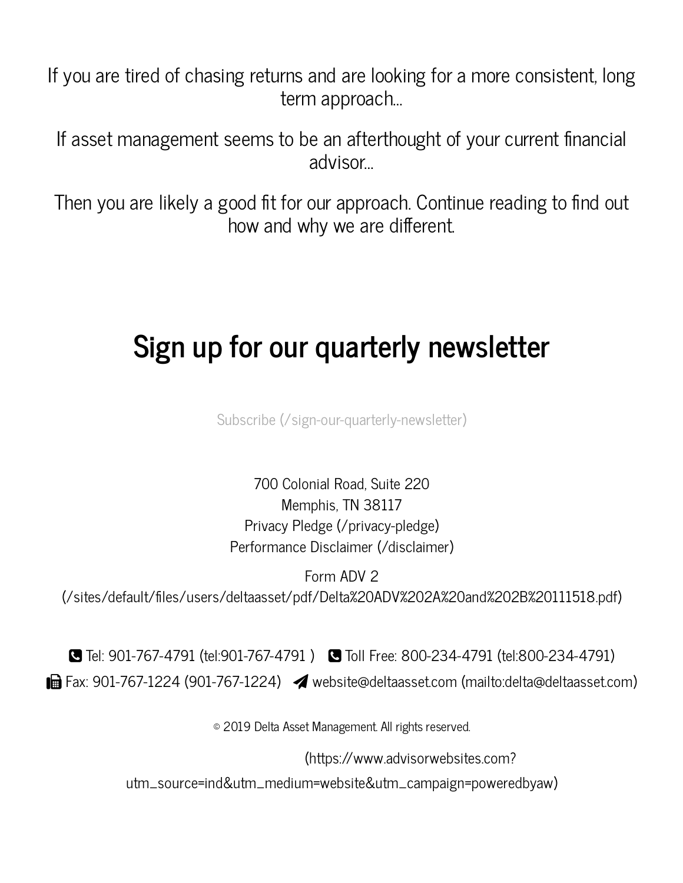If you are tired of chasing returns and are looking for a more consistent, long term approach...

If asset management seems to be an afterthought of your current financial advisor...

Then you are likely a good fit for our approach. Continue reading to find out how and why we are different.

## Sign up for our quarterly newsletter

Subscribe (/sign-our-quarterly-newsletter)

700 Colonial Road, Suite 220
Memphis, TN 38117
Privacy Pledge (/privacy-pledge)
Performance Disclaimer (/disclaimer)

Form ADV 2
(/sites/default/files/users/deltaasset/pdf/Delta%20ADV%202A%20and%202B%20111518.pdf)

Tel: 901-767-4791 (tel:901-767-4791 ) Toll Free: 800-234-4791 (tel:800-234-4791)
Fax: 901-767-1224 (901-767-1224) website@deltaasset.com (mailto:delta@deltaasset.com)

© 2019 Delta Asset Management. All rights reserved.

(https://www.advisorwebsites.com?utm_source=ind&utm_medium=website&utm_campaign=poweredbyaw)